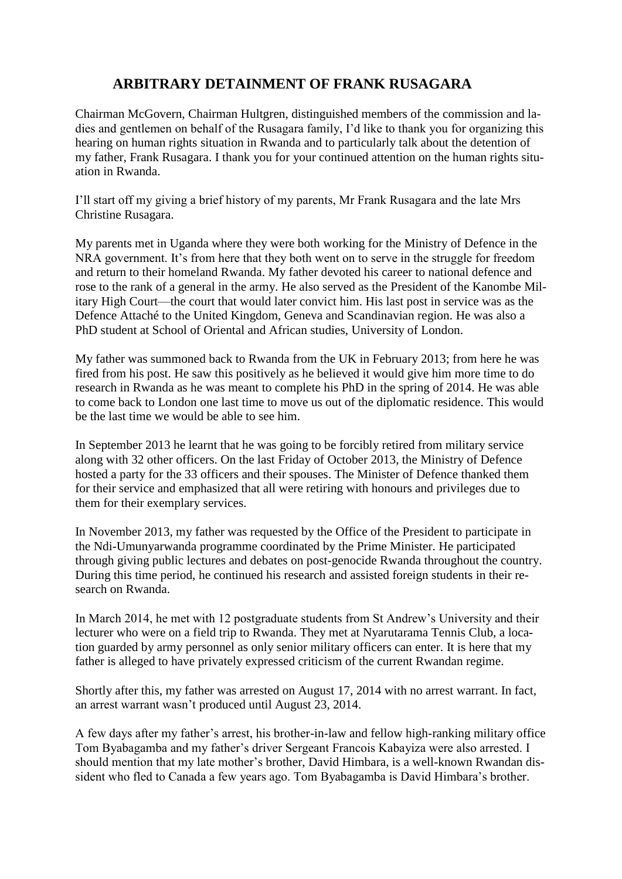# ARBITRARY DETAINMENT OF FRANK RUSAGARA

Chairman McGovern, Chairman Hultgren, distinguished members of the commission and ladies and gentlemen on behalf of the Rusagara family, I'd like to thank you for organizing this hearing on human rights situation in Rwanda and to particularly talk about the detention of my father, Frank Rusagara. I thank you for your continued attention on the human rights situation in Rwanda.

I'll start off my giving a brief history of my parents, Mr Frank Rusagara and the late Mrs Christine Rusagara.

My parents met in Uganda where they were both working for the Ministry of Defence in the NRA government. It's from here that they both went on to serve in the struggle for freedom and return to their homeland Rwanda. My father devoted his career to national defence and rose to the rank of a general in the army. He also served as the President of the Kanombe Military High Court—the court that would later convict him. His last post in service was as the Defence Attaché to the United Kingdom, Geneva and Scandinavian region. He was also a PhD student at School of Oriental and African studies, University of London.

My father was summoned back to Rwanda from the UK in February 2013; from here he was fired from his post. He saw this positively as he believed it would give him more time to do research in Rwanda as he was meant to complete his PhD in the spring of 2014. He was able to come back to London one last time to move us out of the diplomatic residence. This would be the last time we would be able to see him.

In September 2013 he learnt that he was going to be forcibly retired from military service along with 32 other officers. On the last Friday of October 2013, the Ministry of Defence hosted a party for the 33 officers and their spouses. The Minister of Defence thanked them for their service and emphasized that all were retiring with honours and privileges due to them for their exemplary services.

In November 2013, my father was requested by the Office of the President to participate in the Ndi-Umunyarwanda programme coordinated by the Prime Minister. He participated through giving public lectures and debates on post-genocide Rwanda throughout the country. During this time period, he continued his research and assisted foreign students in their research on Rwanda.

In March 2014, he met with 12 postgraduate students from St Andrew's University and their lecturer who were on a field trip to Rwanda. They met at Nyarutarama Tennis Club, a location guarded by army personnel as only senior military officers can enter. It is here that my father is alleged to have privately expressed criticism of the current Rwandan regime.

Shortly after this, my father was arrested on August 17, 2014 with no arrest warrant. In fact, an arrest warrant wasn't produced until August 23, 2014.

A few days after my father's arrest, his brother-in-law and fellow high-ranking military office Tom Byabagamba and my father's driver Sergeant Francois Kabayiza were also arrested. I should mention that my late mother's brother, David Himbara, is a well-known Rwandan dissident who fled to Canada a few years ago. Tom Byabagamba is David Himbara's brother.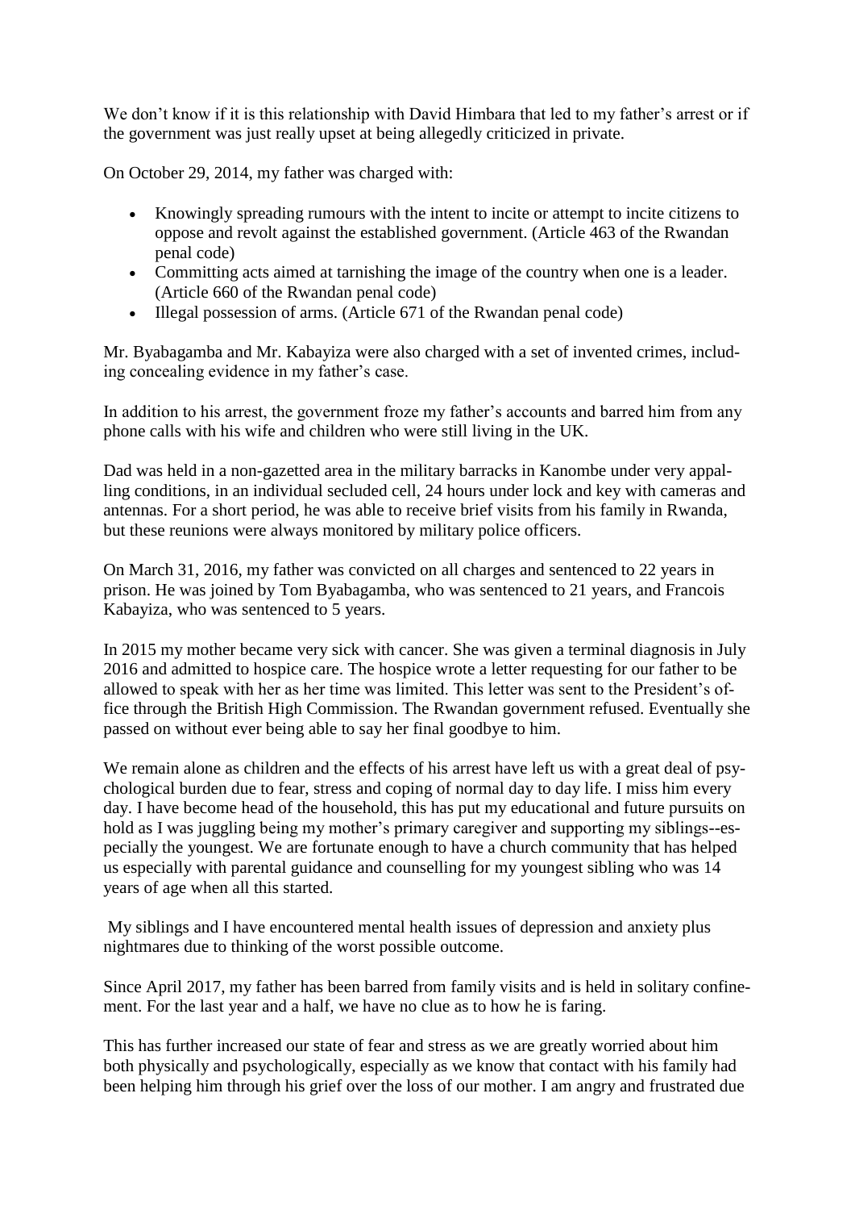We don't know if it is this relationship with David Himbara that led to my father's arrest or if the government was just really upset at being allegedly criticized in private.

On October 29, 2014, my father was charged with:

- Knowingly spreading rumours with the intent to incite or attempt to incite citizens to oppose and revolt against the established government. (Article 463 of the Rwandan penal code)
- Committing acts aimed at tarnishing the image of the country when one is a leader. (Article 660 of the Rwandan penal code)
- Illegal possession of arms. (Article 671 of the Rwandan penal code)

Mr. Byabagamba and Mr. Kabayiza were also charged with a set of invented crimes, including concealing evidence in my father's case.

In addition to his arrest, the government froze my father's accounts and barred him from any phone calls with his wife and children who were still living in the UK.

Dad was held in a non-gazetted area in the military barracks in Kanombe under very appalling conditions, in an individual secluded cell, 24 hours under lock and key with cameras and antennas. For a short period, he was able to receive brief visits from his family in Rwanda, but these reunions were always monitored by military police officers.

On March 31, 2016, my father was convicted on all charges and sentenced to 22 years in prison. He was joined by Tom Byabagamba, who was sentenced to 21 years, and Francois Kabayiza, who was sentenced to 5 years.

In 2015 my mother became very sick with cancer. She was given a terminal diagnosis in July 2016 and admitted to hospice care. The hospice wrote a letter requesting for our father to be allowed to speak with her as her time was limited. This letter was sent to the President's office through the British High Commission. The Rwandan government refused. Eventually she passed on without ever being able to say her final goodbye to him.

We remain alone as children and the effects of his arrest have left us with a great deal of psychological burden due to fear, stress and coping of normal day to day life. I miss him every day. I have become head of the household, this has put my educational and future pursuits on hold as I was juggling being my mother's primary caregiver and supporting my siblings--especially the youngest. We are fortunate enough to have a church community that has helped us especially with parental guidance and counselling for my youngest sibling who was 14 years of age when all this started.

My siblings and I have encountered mental health issues of depression and anxiety plus nightmares due to thinking of the worst possible outcome.

Since April 2017, my father has been barred from family visits and is held in solitary confinement. For the last year and a half, we have no clue as to how he is faring.

This has further increased our state of fear and stress as we are greatly worried about him both physically and psychologically, especially as we know that contact with his family had been helping him through his grief over the loss of our mother. I am angry and frustrated due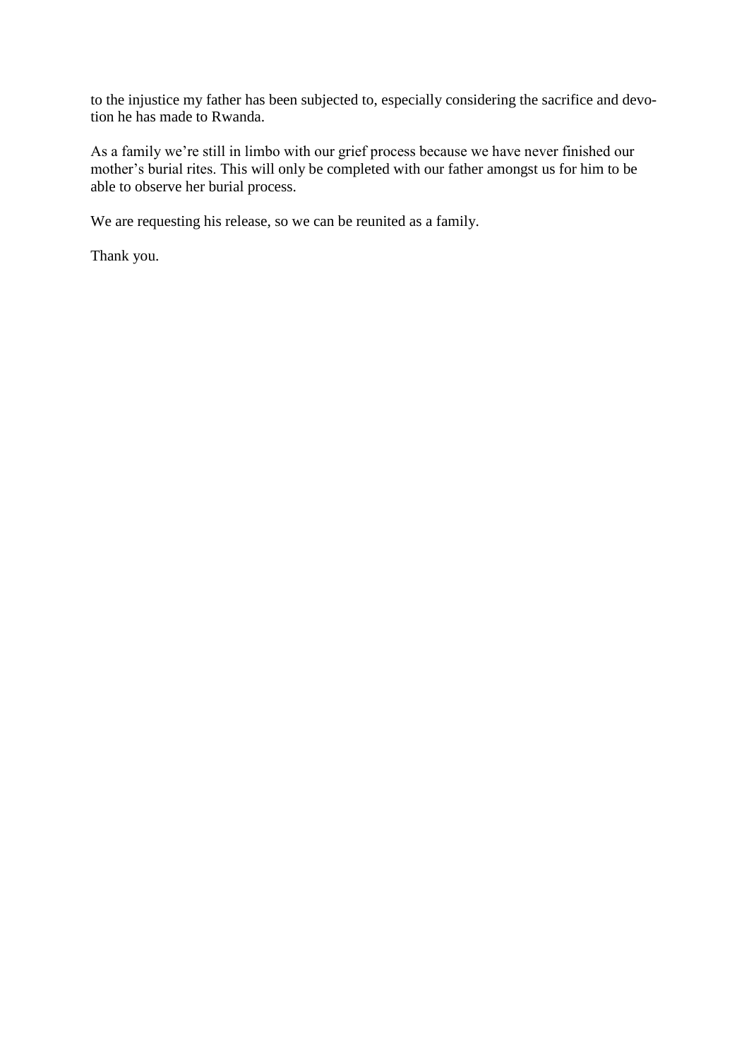to the injustice my father has been subjected to, especially considering the sacrifice and devotion he has made to Rwanda.

As a family we're still in limbo with our grief process because we have never finished our mother's burial rites. This will only be completed with our father amongst us for him to be able to observe her burial process.

We are requesting his release, so we can be reunited as a family.

Thank you.